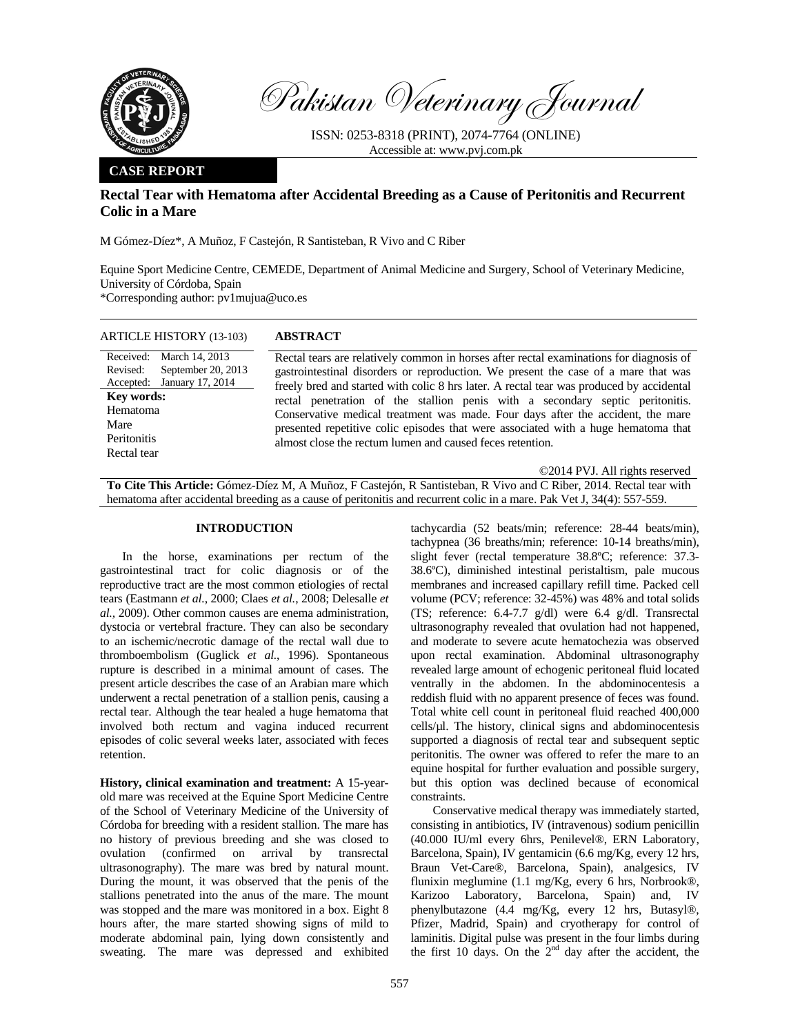*Pakistan Veterinary Journal*

ISSN: 0253-8318 (PRINT), 2074-7764 (ONLINE)
Accessible at: www.pvj.com.pk

**CASE REPORT**

# Rectal Tear with Hematoma after Accidental Breeding as a Cause of Peritonitis and Recurrent Colic in a Mare

M Gómez-Díez*, A Muñoz, F Castejón, R Santisteban, R Vivo and C Riber

Equine Sport Medicine Centre, CEMEDE, Department of Animal Medicine and Surgery, School of Veterinary Medicine, University of Córdoba, Spain
*Corresponding author: pv1mujua@uco.es

**ARTICLE HISTORY** (13-103)

Received: March 14, 2013
Revised: September 20, 2013
Accepted: January 17, 2014

**Key words:**
Hematoma
Mare
Peritonitis
Rectal tear

**ABSTRACT**

Rectal tears are relatively common in horses after rectal examinations for diagnosis of gastrointestinal disorders or reproduction. We present the case of a mare that was freely bred and started with colic 8 hrs later. A rectal tear was produced by accidental rectal penetration of the stallion penis with a secondary septic peritonitis. Conservative medical treatment was made. Four days after the accident, the mare presented repetitive colic episodes that were associated with a huge hematoma that almost close the rectum lumen and caused feces retention.

©2014 PVJ. All rights reserved

**To Cite This Article:** Gómez-Díez M, A Muñoz, F Castejón, R Santisteban, R Vivo and C Riber, 2014. Rectal tear with hematoma after accidental breeding as a cause of peritonitis and recurrent colic in a mare. Pak Vet J, 34(4): 557-559.

## INTRODUCTION

In the horse, examinations per rectum of the gastrointestinal tract for colic diagnosis or of the reproductive tract are the most common etiologies of rectal tears (Eastmann *et al.*, 2000; Claes *et al.*, 2008; Delesalle *et al.*, 2009). Other common causes are enema administration, dystocia or vertebral fracture. They can also be secondary to an ischemic/necrotic damage of the rectal wall due to thromboembolism (Guglick *et al.*, 1996). Spontaneous rupture is described in a minimal amount of cases. The present article describes the case of an Arabian mare which underwent a rectal penetration of a stallion penis, causing a rectal tear. Although the tear healed a huge hematoma that involved both rectum and vagina induced recurrent episodes of colic several weeks later, associated with feces retention.

**History, clinical examination and treatment:** A 15-year-old mare was received at the Equine Sport Medicine Centre of the School of Veterinary Medicine of the University of Córdoba for breeding with a resident stallion. The mare has no history of previous breeding and she was closed to ovulation (confirmed on arrival by transrectal ultrasonography). The mare was bred by natural mount. During the mount, it was observed that the penis of the stallions penetrated into the anus of the mare. The mount was stopped and the mare was monitored in a box. Eight 8 hours after, the mare started showing signs of mild to moderate abdominal pain, lying down consistently and sweating. The mare was depressed and exhibited tachycardia (52 beats/min; reference: 28-44 beats/min), tachypnea (36 breaths/min; reference: 10-14 breaths/min), slight fever (rectal temperature 38.8ºC; reference: 37.3-38.6ºC), diminished intestinal peristaltism, pale mucous membranes and increased capillary refill time. Packed cell volume (PCV; reference: 32-45%) was 48% and total solids (TS; reference: 6.4-7.7 g/dl) were 6.4 g/dl. Transrectal ultrasonography revealed that ovulation had not happened, and moderate to severe acute hematochezia was observed upon rectal examination. Abdominal ultrasonography revealed large amount of echogenic peritoneal fluid located ventrally in the abdomen. In the abdominocentesis a reddish fluid with no apparent presence of feces was found. Total white cell count in peritoneal fluid reached 400,000 cells/µl. The history, clinical signs and abdominocentesis supported a diagnosis of rectal tear and subsequent septic peritonitis. The owner was offered to refer the mare to an equine hospital for further evaluation and possible surgery, but this option was declined because of economical constraints.

Conservative medical therapy was immediately started, consisting in antibiotics, IV (intravenous) sodium penicillin (40.000 IU/ml every 6hrs, Penilevel®, ERN Laboratory, Barcelona, Spain), IV gentamicin (6.6 mg/Kg, every 12 hrs, Braun Vet-Care®, Barcelona, Spain), analgesics, IV flunixin meglumine (1.1 mg/Kg, every 6 hrs, Norbrook®, Karizoo Laboratory, Barcelona, Spain) and, IV phenylbutazone (4.4 mg/Kg, every 12 hrs, Butasyl®, Pfizer, Madrid, Spain) and cryotherapy for control of laminitis. Digital pulse was present in the four limbs during the first 10 days. On the 2nd day after the accident, the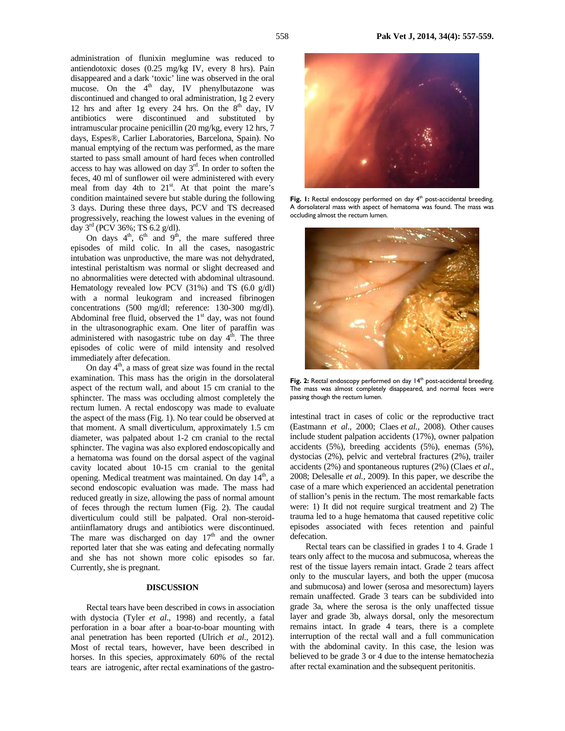administration of flunixin meglumine was reduced to antiendotoxic doses (0.25 mg/kg IV, every 8 hrs). Pain disappeared and a dark 'toxic' line was observed in the oral mucose. On the 4th day, IV phenylbutazone was discontinued and changed to oral administration, 1g 2 every 12 hrs and after 1g every 24 hrs. On the 8th day, IV antibiotics were discontinued and substituted by intramuscular procaine penicillin (20 mg/kg, every 12 hrs, 7 days, Espes®, Carlier Laboratories, Barcelona, Spain). No manual emptying of the rectum was performed, as the mare started to pass small amount of hard feces when controlled access to hay was allowed on day 3rd. In order to soften the feces, 40 ml of sunflower oil were administered with every meal from day 4th to 21st. At that point the mare's condition maintained severe but stable during the following 3 days. During these three days, PCV and TS decreased progressively, reaching the lowest values in the evening of day 3rd (PCV 36%; TS 6.2 g/dl).

On days 4th, 6th and 9th, the mare suffered three episodes of mild colic. In all the cases, nasogastric intubation was unproductive, the mare was not dehydrated, intestinal peristaltism was normal or slight decreased and no abnormalities were detected with abdominal ultrasound. Hematology revealed low PCV (31%) and TS (6.0 g/dl) with a normal leukogram and increased fibrinogen concentrations (500 mg/dl; reference: 130-300 mg/dl). Abdominal free fluid, observed the 1st day, was not found in the ultrasonographic exam. One liter of paraffin was administered with nasogastric tube on day 4th. The three episodes of colic were of mild intensity and resolved immediately after defecation.

On day 4th, a mass of great size was found in the rectal examination. This mass has the origin in the dorsolateral aspect of the rectum wall, and about 15 cm cranial to the sphincter. The mass was occluding almost completely the rectum lumen. A rectal endoscopy was made to evaluate the aspect of the mass (Fig. 1). No tear could be observed at that moment. A small diverticulum, approximately 1.5 cm diameter, was palpated about 1-2 cm cranial to the rectal sphincter. The vagina was also explored endoscopically and a hematoma was found on the dorsal aspect of the vaginal cavity located about 10-15 cm cranial to the genital opening. Medical treatment was maintained. On day 14th, a second endoscopic evaluation was made. The mass had reduced greatly in size, allowing the pass of normal amount of feces through the rectum lumen (Fig. 2). The caudal diverticulum could still be palpated. Oral non-steroid-antiinflamatory drugs and antibiotics were discontinued. The mare was discharged on day 17th and the owner reported later that she was eating and defecating normally and she has not shown more colic episodes so far. Currently, she is pregnant.

**Fig. 1:** Rectal endoscopy performed on day 4th post-accidental breeding. A dorsolateral mass with aspect of hematoma was found. The mass was occluding almost the rectum lumen.

**Fig. 2:** Rectal endoscopy performed on day 14th post-accidental breeding. The mass was almost completely disappeared, and normal feces were passing though the rectum lumen.

## DISCUSSION

Rectal tears have been described in cows in association with dystocia (Tyler *et al*., 1998) and recently, a fatal perforation in a boar after a boar-to-boar mounting with anal penetration has been reported (Ulrich *et al*., 2012). Most of rectal tears, however, have been described in horses. In this species, approximately 60% of the rectal tears are iatrogenic, after rectal examinations of the gastro-intestinal tract in cases of colic or the reproductive tract (Eastmann *et al*., 2000; Claes *et al*., 2008). Other causes include student palpation accidents (17%), owner palpation accidents (5%), breeding accidents (5%), enemas (5%), dystocias (2%), pelvic and vertebral fractures (2%), trailer accidents (2%) and spontaneous ruptures (2%) (Claes *et al*., 2008; Delesalle *et al.*, 2009). In this paper, we describe the case of a mare which experienced an accidental penetration of stallion's penis in the rectum. The most remarkable facts were: 1) It did not require surgical treatment and 2) The trauma led to a huge hematoma that caused repetitive colic episodes associated with feces retention and painful defecation.

Rectal tears can be classified in grades 1 to 4. Grade 1 tears only affect to the mucosa and submucosa, whereas the rest of the tissue layers remain intact. Grade 2 tears affect only to the muscular layers, and both the upper (mucosa and submucosa) and lower (serosa and mesorectum) layers remain unaffected. Grade 3 tears can be subdivided into grade 3a, where the serosa is the only unaffected tissue layer and grade 3b, always dorsal, only the mesorectum remains intact. In grade 4 tears, there is a complete interruption of the rectal wall and a full communication with the abdominal cavity. In this case, the lesion was believed to be grade 3 or 4 due to the intense hematochezia after rectal examination and the subsequent peritonitis.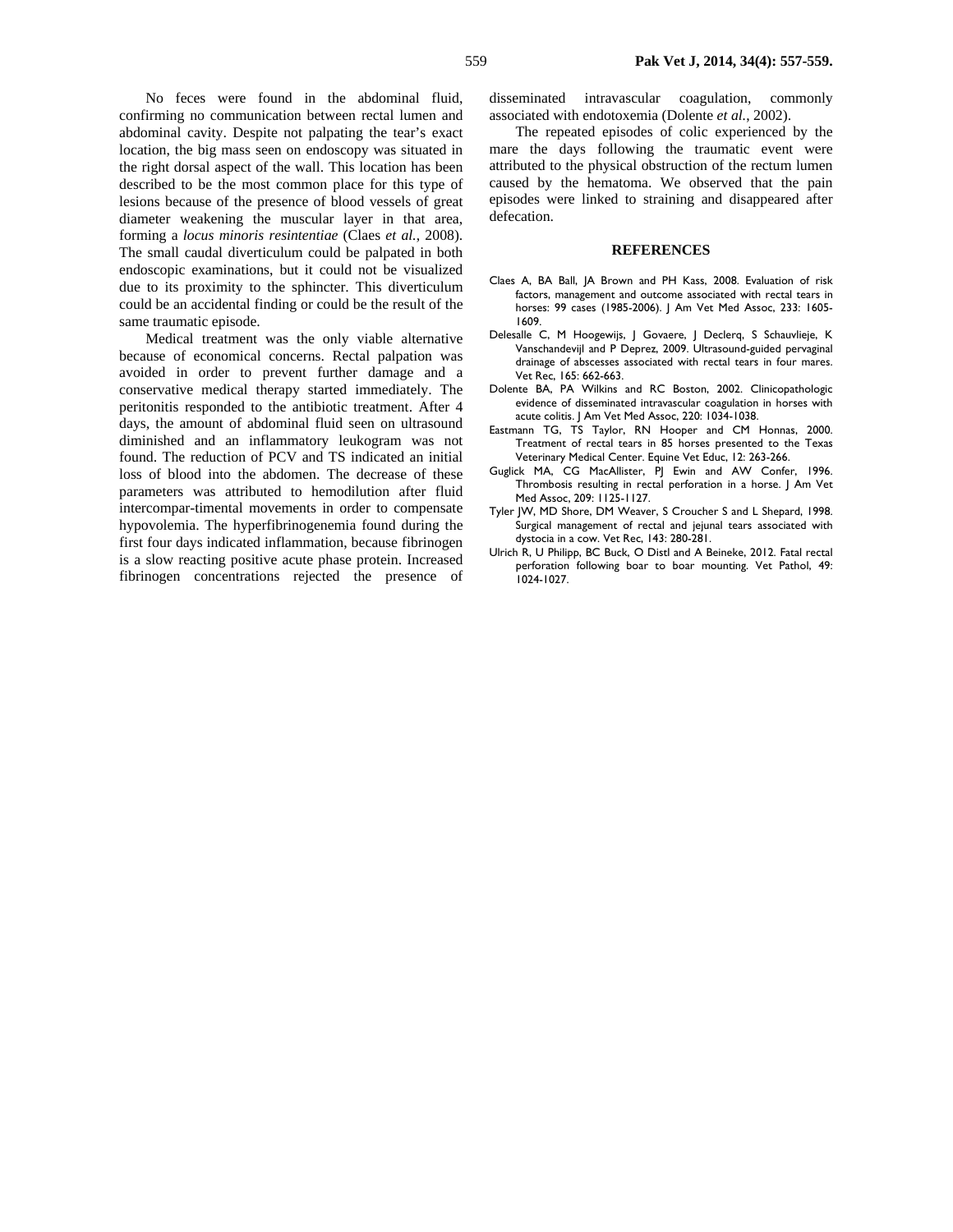No feces were found in the abdominal fluid, confirming no communication between rectal lumen and abdominal cavity. Despite not palpating the tear's exact location, the big mass seen on endoscopy was situated in the right dorsal aspect of the wall. This location has been described to be the most common place for this type of lesions because of the presence of blood vessels of great diameter weakening the muscular layer in that area, forming a *locus minoris resintentiae* (Claes *et al.*, 2008). The small caudal diverticulum could be palpated in both endoscopic examinations, but it could not be visualized due to its proximity to the sphincter. This diverticulum could be an accidental finding or could be the result of the same traumatic episode.

Medical treatment was the only viable alternative because of economical concerns. Rectal palpation was avoided in order to prevent further damage and a conservative medical therapy started immediately. The peritonitis responded to the antibiotic treatment. After 4 days, the amount of abdominal fluid seen on ultrasound diminished and an inflammatory leukogram was not found. The reduction of PCV and TS indicated an initial loss of blood into the abdomen. The decrease of these parameters was attributed to hemodilution after fluid intercompar-timental movements in order to compensate hypovolemia. The hyperfibrinogenemia found during the first four days indicated inflammation, because fibrinogen is a slow reacting positive acute phase protein. Increased fibrinogen concentrations rejected the presence of disseminated intravascular coagulation, commonly associated with endotoxemia (Dolente *et al.*, 2002).

The repeated episodes of colic experienced by the mare the days following the traumatic event were attributed to the physical obstruction of the rectum lumen caused by the hematoma. We observed that the pain episodes were linked to straining and disappeared after defecation.

## REFERENCES

Claes A, BA Ball, JA Brown and PH Kass, 2008. Evaluation of risk factors, management and outcome associated with rectal tears in horses: 99 cases (1985-2006). J Am Vet Med Assoc, 233: 1605-1609.

Delesalle C, M Hoogewijs, J Govaere, J Declerq, S Schauvlieje, K Vanschandevijl and P Deprez, 2009. Ultrasound-guided pervaginal drainage of abscesses associated with rectal tears in four mares. Vet Rec, 165: 662-663.

Dolente BA, PA Wilkins and RC Boston, 2002. Clinicopathologic evidence of disseminated intravascular coagulation in horses with acute colitis. J Am Vet Med Assoc, 220: 1034-1038.

Eastmann TG, TS Taylor, RN Hooper and CM Honnas, 2000. Treatment of rectal tears in 85 horses presented to the Texas Veterinary Medical Center. Equine Vet Educ, 12: 263-266.

Guglick MA, CG MacAllister, PJ Ewin and AW Confer, 1996. Thrombosis resulting in rectal perforation in a horse. J Am Vet Med Assoc, 209: 1125-1127.

Tyler JW, MD Shore, DM Weaver, S Croucher S and L Shepard, 1998. Surgical management of rectal and jejunal tears associated with dystocia in a cow. Vet Rec, 143: 280-281.

Ulrich R, U Philipp, BC Buck, O Distl and A Beineke, 2012. Fatal rectal perforation following boar to boar mounting. Vet Pathol, 49: 1024-1027.